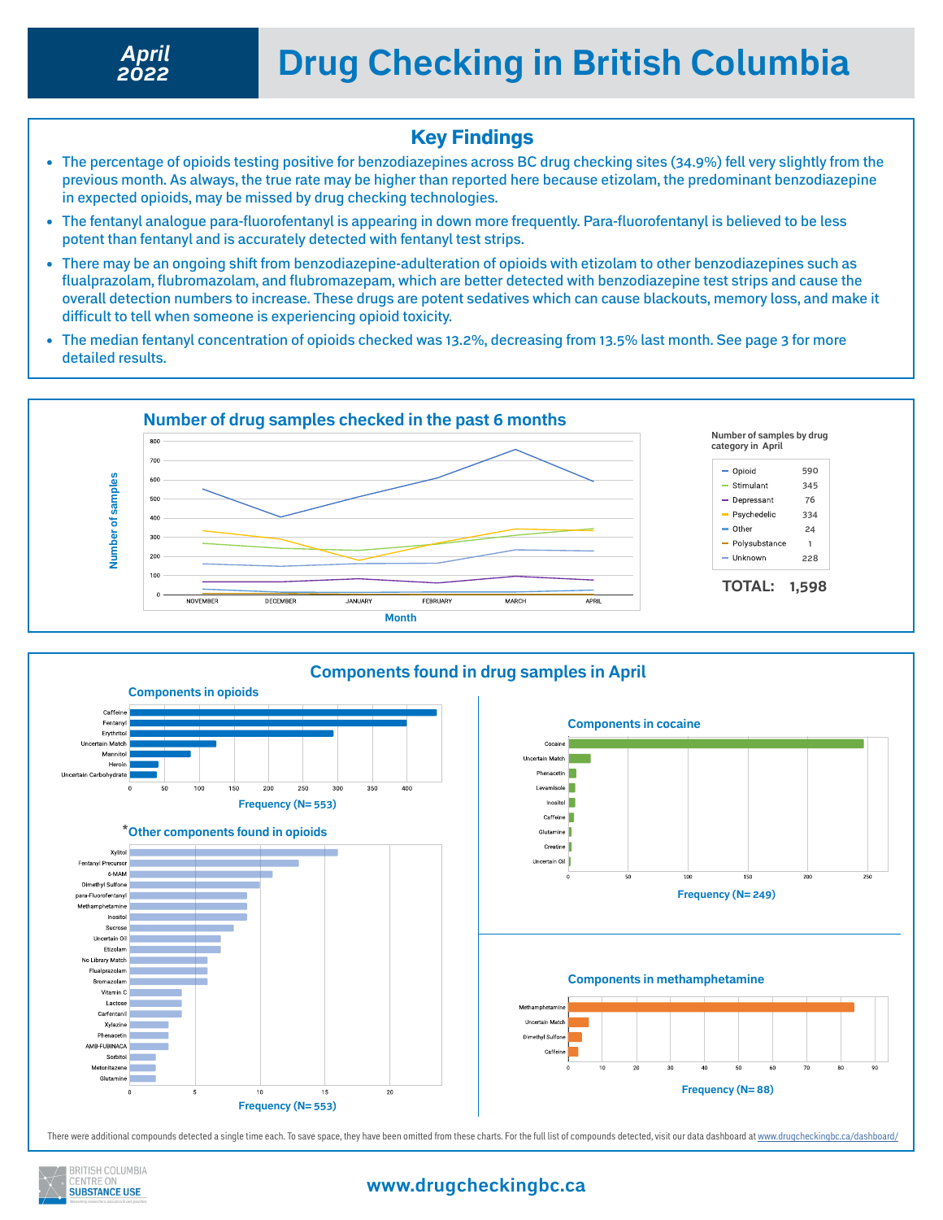# April 2022 — Drug Checking in British Columbia

## Key Findings

- The percentage of opioids testing positive for benzodiazepines across BC drug checking sites (34.9%) fell very slightly from the previous month. As always, the true rate may be higher than reported here because etizolam, the predominant benzodiazepine in expected opioids, may be missed by drug checking technologies.
- The fentanyl analogue para-fluorofentanyl is appearing in down more frequently. Para-fluorofentanyl is believed to be less potent than fentanyl and is accurately detected with fentanyl test strips.
- There may be an ongoing shift from benzodiazepine-adulteration of opioids with etizolam to other benzodiazepines such as flualprazolam, flubromazolam, and flubromazepam, which are better detected with benzodiazepine test strips and cause the overall detection numbers to increase. These drugs are potent sedatives which can cause blackouts, memory loss, and make it difficult to tell when someone is experiencing opioid toxicity.
- The median fentanyl concentration of opioids checked was 13.2%, decreasing from 13.5% last month. See page 3 for more detailed results.

## Number of drug samples checked in the past 6 months

**Number of samples by drug category in April**

| Category | Samples |
|---|---|
| Opioid | 590 |
| Stimulant | 345 |
| Depressant | 76 |
| Psychedelic | 334 |
| Other | 24 |
| Polysubstance | 1 |
| Unknown | 228 |

**TOTAL: 1,598**

## Components found in drug samples in April

### Components in opioids

Frequency (N= 553): Caffeine, Fentanyl, Erythritol, Uncertain Match, Mannitol, Heroin, Uncertain Carbohydrate

### *Other components found in opioids

Frequency (N= 553): Xylitol, Fentanyl Precursor, 6-MAM, Dimethyl Sulfone, para-Fluorofentanyl, Methamphetamine, Inositol, Sucrose, Uncertain Oil, Etizolam, No Library Match, Flualprazolam, Bromazolam, Vitamin C, Lactose, Carfentanil, Xylazine, Phenacetin, AMB-FUBINACA, Sorbitol, Metonitazene, Glutamine

### Components in cocaine

Frequency (N= 249): Cocaine, Uncertain Match, Phenacetin, Levamisole, Inositol, Caffeine, Glutamine, Creatine, Uncertain Oil

### Components in methamphetamine

Frequency (N= 88): Methamphetamine, Uncertain Match, Dimethyl Sulfone, Caffeine

There were additional compounds detected a single time each. To save space, they have been omitted from these charts. For the full list of compounds detected, visit our data dashboard at www.drugcheckingbc.ca/dashboard/

British Columbia Centre on Substance Use

www.drugcheckingbc.ca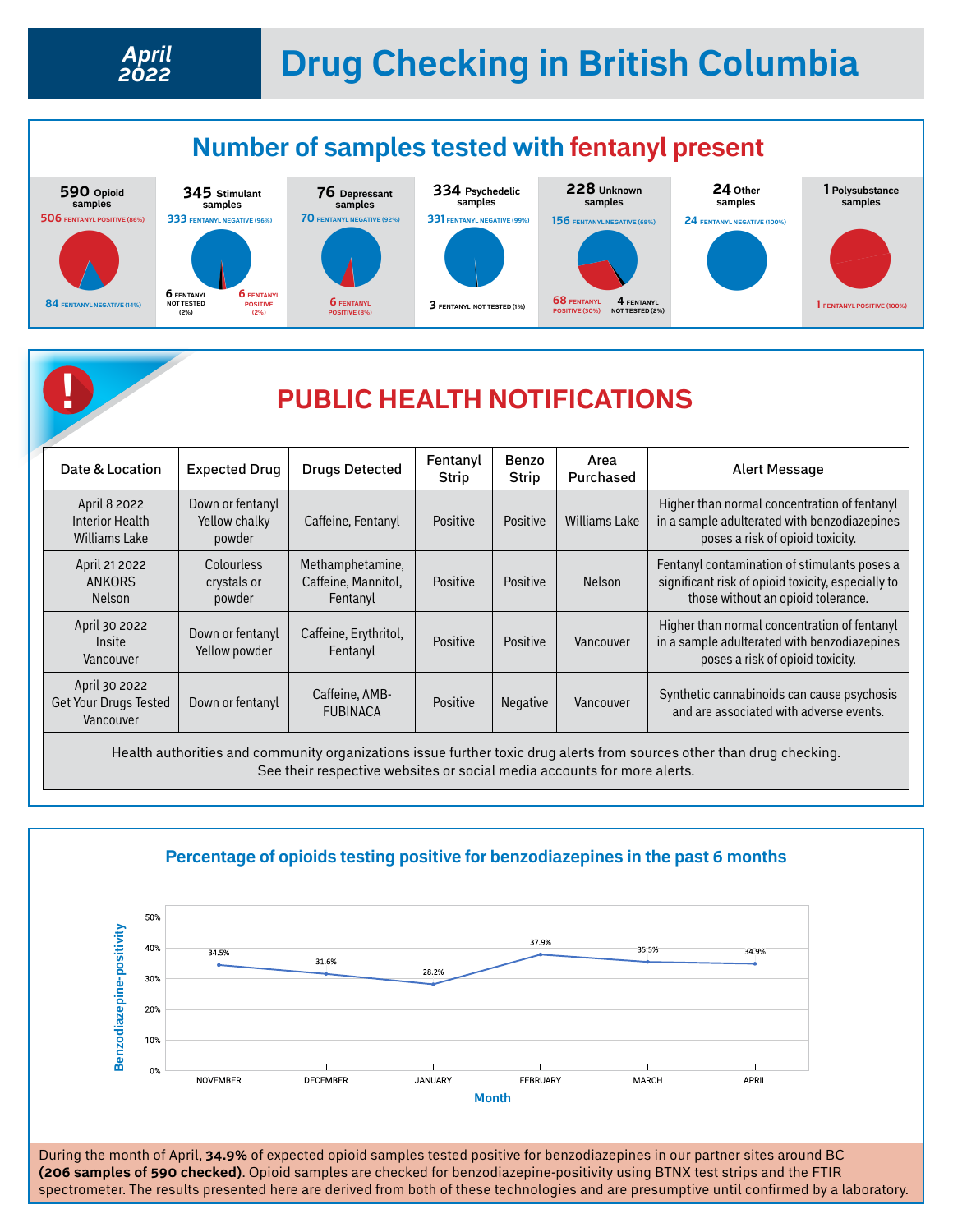# April 2022 Drug Checking in British Columbia

## Number of samples tested with fentanyl present

**590** Opioid samples
- 506 FENTANYL POSITIVE (86%)
- 84 FENTANYL NEGATIVE (14%)

**345** Stimulant samples
- 333 FENTANYL NEGATIVE (96%)
- 6 FENTANYL NOT TESTED (2%)
- 6 FENTANYL POSITIVE (2%)

**76** Depressant samples
- 70 FENTANYL NEGATIVE (92%)
- 6 FENTANYL POSITIVE (8%)

**334** Psychedelic samples
- 331 FENTANYL NEGATIVE (99%)
- 3 FENTANYL NOT TESTED (1%)

**228** Unknown samples
- 156 FENTANYL NEGATIVE (68%)
- 68 FENTANYL POSITIVE (30%)
- 4 FENTANYL NOT TESTED (2%)

**24** Other samples
- 24 FENTANYL NEGATIVE (100%)

**1** Polysubstance samples
- 1 FENTANYL POSITIVE (100%)

## PUBLIC HEALTH NOTIFICATIONS

| Date & Location | Expected Drug | Drugs Detected | Fentanyl Strip | Benzo Strip | Area Purchased | Alert Message |
|---|---|---|---|---|---|---|
| April 8 2022 Interior Health Williams Lake | Down or fentanyl Yellow chalky powder | Caffeine, Fentanyl | Positive | Positive | Williams Lake | Higher than normal concentration of fentanyl in a sample adulterated with benzodiazepines poses a risk of opioid toxicity. |
| April 21 2022 ANKORS Nelson | Colourless crystals or powder | Methamphetamine, Caffeine, Mannitol, Fentanyl | Positive | Positive | Nelson | Fentanyl contamination of stimulants poses a significant risk of opioid toxicity, especially to those without an opioid tolerance. |
| April 30 2022 Insite Vancouver | Down or fentanyl Yellow powder | Caffeine, Erythritol, Fentanyl | Positive | Positive | Vancouver | Higher than normal concentration of fentanyl in a sample adulterated with benzodiazepines poses a risk of opioid toxicity. |
| April 30 2022 Get Your Drugs Tested Vancouver | Down or fentanyl | Caffeine, AMB-FUBINACA | Positive | Negative | Vancouver | Synthetic cannabinoids can cause psychosis and are associated with adverse events. |

Health authorities and community organizations issue further toxic drug alerts from sources other than drug checking. See their respective websites or social media accounts for more alerts.

## Percentage of opioids testing positive for benzodiazepines in the past 6 months

| Month | Benzodiazepine-positivity |
|---|---|
| November | 34.5% |
| December | 31.6% |
| January | 28.2% |
| February | 37.9% |
| March | 35.5% |
| April | 34.9% |

During the month of April, **34.9%** of expected opioid samples tested positive for benzodiazepines in our partner sites around BC **(206 samples of 590 checked)**. Opioid samples are checked for benzodiazepine-positivity using BTNX test strips and the FTIR spectrometer. The results presented here are derived from both of these technologies and are presumptive until confirmed by a laboratory.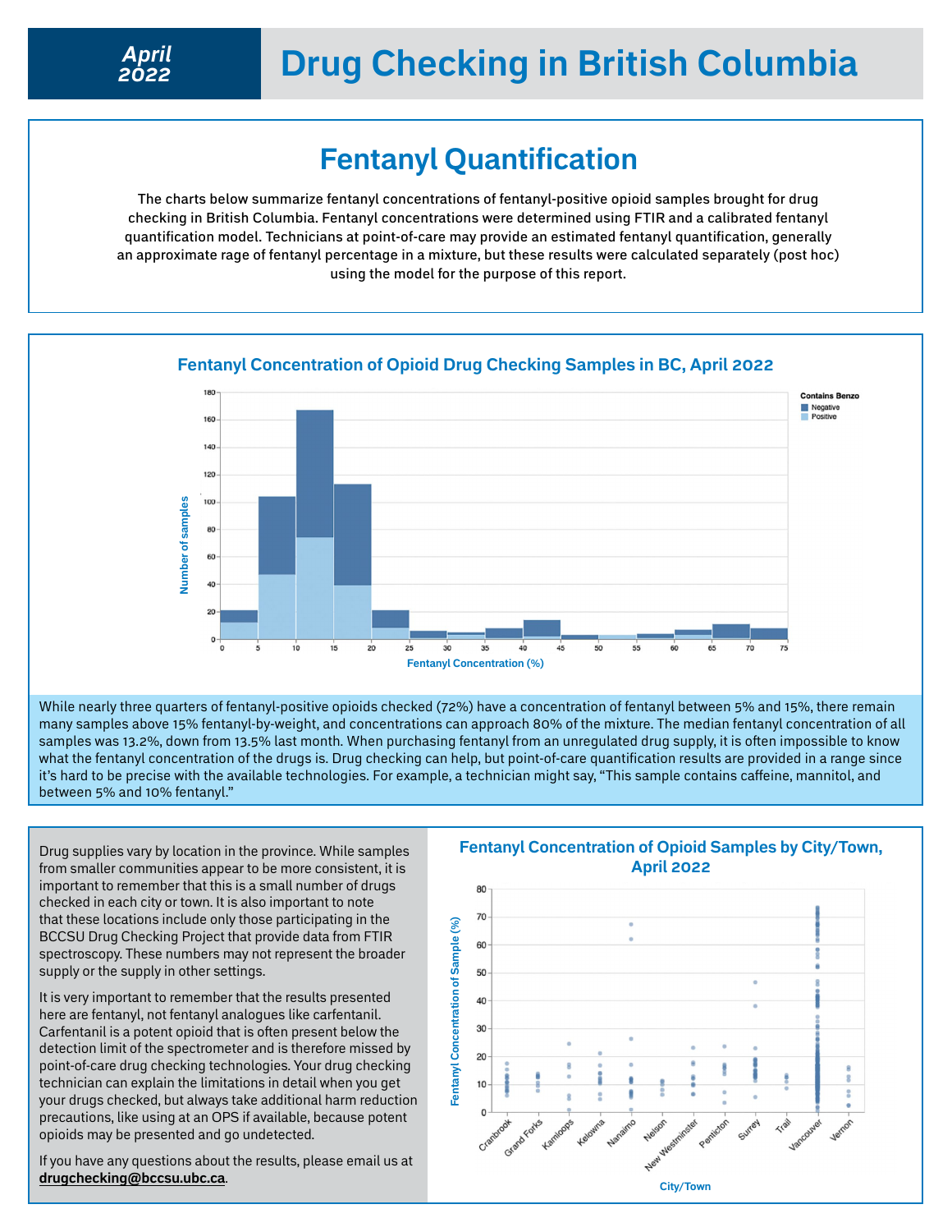# Drug Checking in British Columbia

April 2022

## Fentanyl Quantification

The charts below summarize fentanyl concentrations of fentanyl-positive opioid samples brought for drug checking in British Columbia. Fentanyl concentrations were determined using FTIR and a calibrated fentanyl quantification model. Technicians at point-of-care may provide an estimated fentanyl quantification, generally an approximate rage of fentanyl percentage in a mixture, but these results were calculated separately (post hoc) using the model for the purpose of this report.

### Fentanyl Concentration of Opioid Drug Checking Samples in BC, April 2022

While nearly three quarters of fentanyl-positive opioids checked (72%) have a concentration of fentanyl between 5% and 15%, there remain many samples above 15% fentanyl-by-weight, and concentrations can approach 80% of the mixture. The median fentanyl concentration of all samples was 13.2%, down from 13.5% last month. When purchasing fentanyl from an unregulated drug supply, it is often impossible to know what the fentanyl concentration of the drugs is. Drug checking can help, but point-of-care quantification results are provided in a range since it's hard to be precise with the available technologies. For example, a technician might say, "This sample contains caffeine, mannitol, and between 5% and 10% fentanyl."

Drug supplies vary by location in the province. While samples from smaller communities appear to be more consistent, it is important to remember that this is a small number of drugs checked in each city or town. It is also important to note that these locations include only those participating in the BCCSU Drug Checking Project that provide data from FTIR spectroscopy. These numbers may not represent the broader supply or the supply in other settings.

It is very important to remember that the results presented here are fentanyl, not fentanyl analogues like carfentanil. Carfentanil is a potent opioid that is often present below the detection limit of the spectrometer and is therefore missed by point-of-care drug checking technologies. Your drug checking technician can explain the limitations in detail when you get your drugs checked, but always take additional harm reduction precautions, like using at an OPS if available, because potent opioids may be presented and go undetected.

If you have any questions about the results, please email us at **drugchecking@bccsu.ubc.ca**.

### Fentanyl Concentration of Opioid Samples by City/Town, April 2022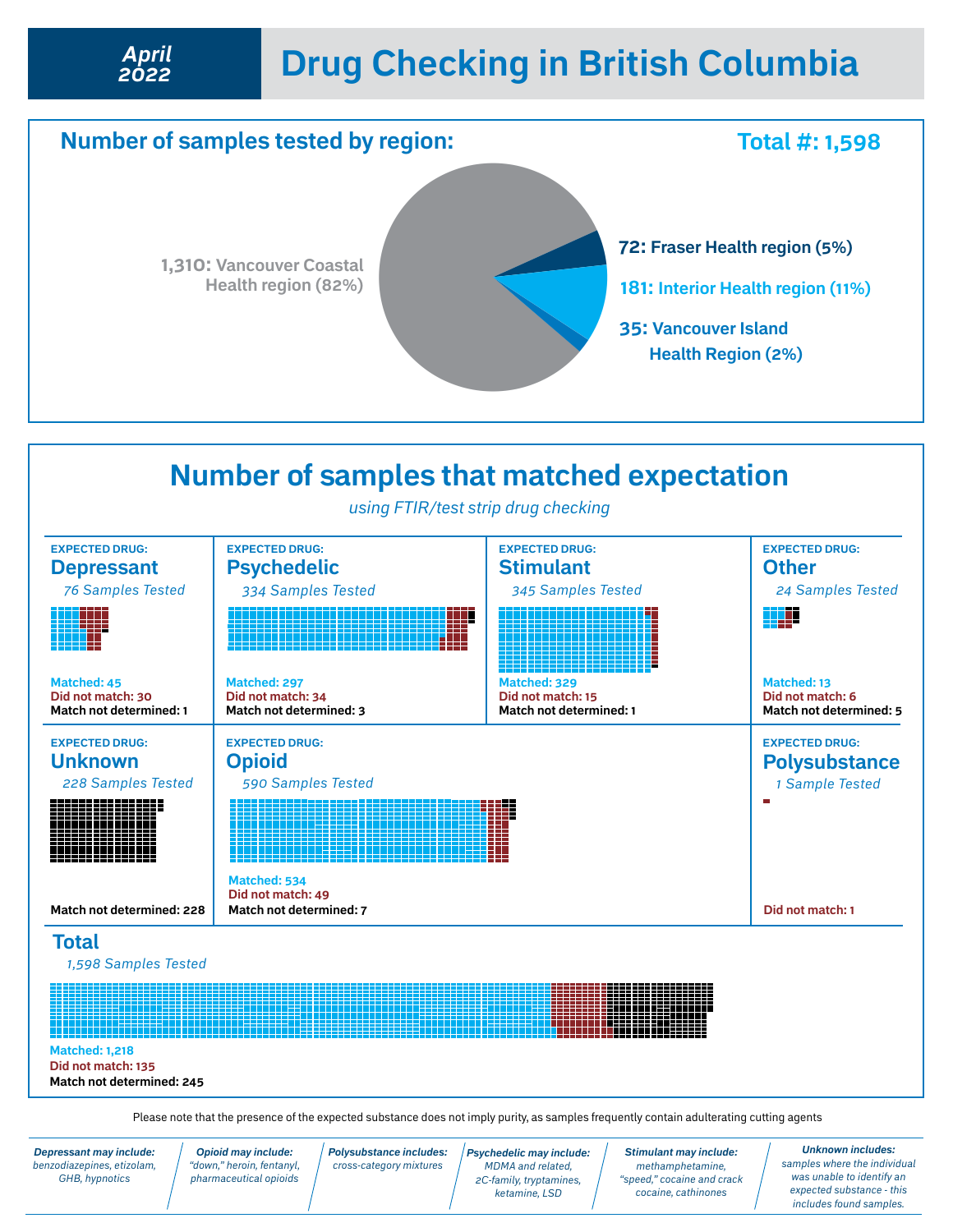April 2022

# Drug Checking in British Columbia

## Number of samples tested by region:

**Total #: 1,598**

- **1,310:** Vancouver Coastal Health region (82%)
- **72:** Fraser Health region (5%)
- **181:** Interior Health region (11%)
- **35:** Vancouver Island Health Region (2%)

## Number of samples that matched expectation

*using FTIR/test strip drug checking*

| Expected Drug | Samples Tested | Matched | Did not match | Match not determined |
|---|---|---|---|---|
| Depressant | 76 | 45 | 30 | 1 |
| Psychedelic | 334 | 297 | 34 | 3 |
| Stimulant | 345 | 329 | 15 | 1 |
| Other | 24 | 13 | 6 | 5 |
| Unknown | 228 | | | 228 |
| Opioid | 590 | 534 | 49 | 7 |
| Polysubstance | 1 | | 1 | |
| **Total** | 1,598 | 1,218 | 135 | 245 |

Please note that the presence of the expected substance does not imply purity, as samples frequently contain adulterating cutting agents

*Depressant may include:* benzodiazepines, etizolam, GHB, hypnotics

*Opioid may include:* "down," heroin, fentanyl, pharmaceutical opioids

*Polysubstance includes:* cross-category mixtures

*Psychedelic may include:* MDMA and related, 2C-family, tryptamines, ketamine, LSD

*Stimulant may include:* methamphetamine, "speed," cocaine and crack cocaine, cathinones

*Unknown includes:* samples where the individual was unable to identify an expected substance - this includes found samples.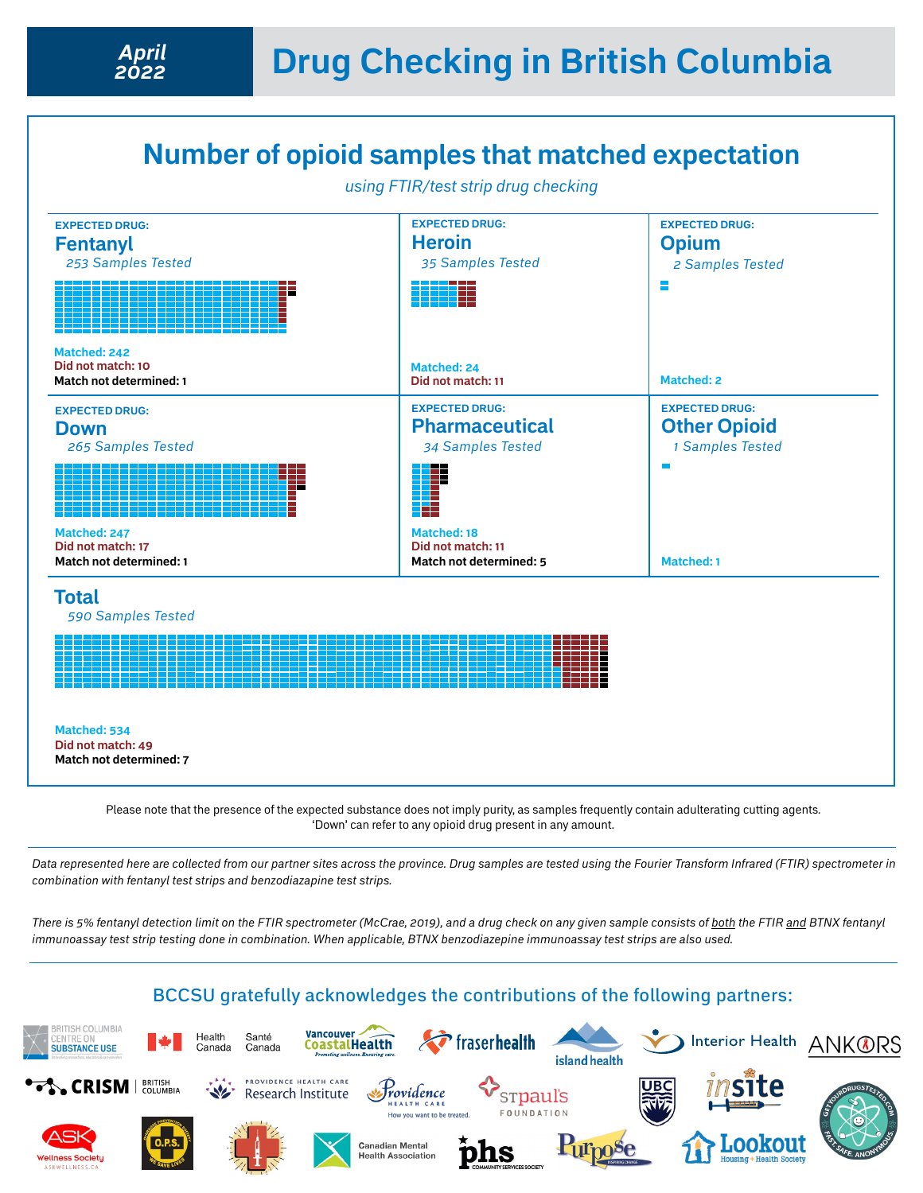April 2022

# Drug Checking in British Columbia

## Number of opioid samples that matched expectation

*using FTIR/test strip drug checking*

EXPECTED DRUG:
### Fentanyl
*253 Samples Tested*

Matched: 242
Did not match: 10
Match not determined: 1

EXPECTED DRUG:
### Heroin
*35 Samples Tested*

Matched: 24
Did not match: 11

EXPECTED DRUG:
### Opium
*2 Samples Tested*

Matched: 2

EXPECTED DRUG:
### Down
*265 Samples Tested*

Matched: 247
Did not match: 17
Match not determined: 1

EXPECTED DRUG:
### Pharmaceutical
*34 Samples Tested*

Matched: 18
Did not match: 11
Match not determined: 5

EXPECTED DRUG:
### Other Opioid
*1 Samples Tested*

Matched: 1

### Total
*590 Samples Tested*

Matched: 534
Did not match: 49
Match not determined: 7

Please note that the presence of the expected substance does not imply purity, as samples frequently contain adulterating cutting agents. 'Down' can refer to any opioid drug present in any amount.

*Data represented here are collected from our partner sites across the province. Drug samples are tested using the Fourier Transform Infrared (FTIR) spectrometer in combination with fentanyl test strips and benzodiazapine test strips.*

*There is 5% fentanyl detection limit on the FTIR spectrometer (McCrae, 2019), and a drug check on any given sample consists of both the FTIR and BTNX fentanyl immunoassay test strip testing done in combination. When applicable, BTNX benzodiazepine immunoassay test strips are also used.*

## BCCSU gratefully acknowledges the contributions of the following partners: